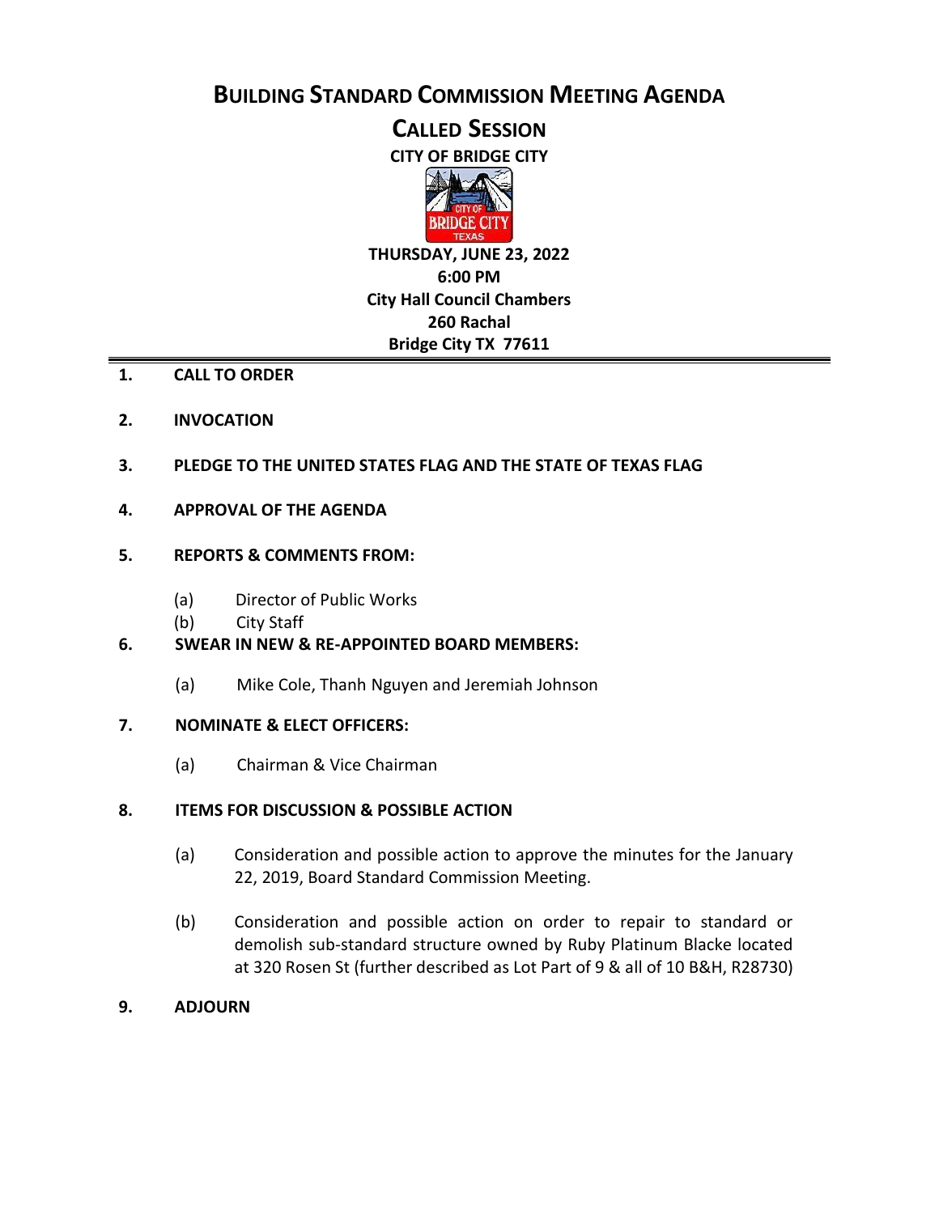# Building Standard Commission Meeting Agenda

## Called Session

**CITY OF BRIDGE CITY**

**THURSDAY, JUNE 23, 2022**
**6:00 PM**
**City Hall Council Chambers**
**260 Rachal**
**Bridge City TX 77611**

---

1. **CALL TO ORDER**

2. **INVOCATION**

3. **PLEDGE TO THE UNITED STATES FLAG AND THE STATE OF TEXAS FLAG**

4. **APPROVAL OF THE AGENDA**

5. **REPORTS & COMMENTS FROM:**
   - (a) Director of Public Works
   - (b) City Staff

6. **SWEAR IN NEW & RE-APPOINTED BOARD MEMBERS:**
   - (a) Mike Cole, Thanh Nguyen and Jeremiah Johnson

7. **NOMINATE & ELECT OFFICERS:**
   - (a) Chairman & Vice Chairman

8. **ITEMS FOR DISCUSSION & POSSIBLE ACTION**
   - (a) Consideration and possible action to approve the minutes for the January 22, 2019, Board Standard Commission Meeting.
   - (b) Consideration and possible action on order to repair to standard or demolish sub-standard structure owned by Ruby Platinum Blacke located at 320 Rosen St (further described as Lot Part of 9 & all of 10 B&H, R28730)

9. **ADJOURN**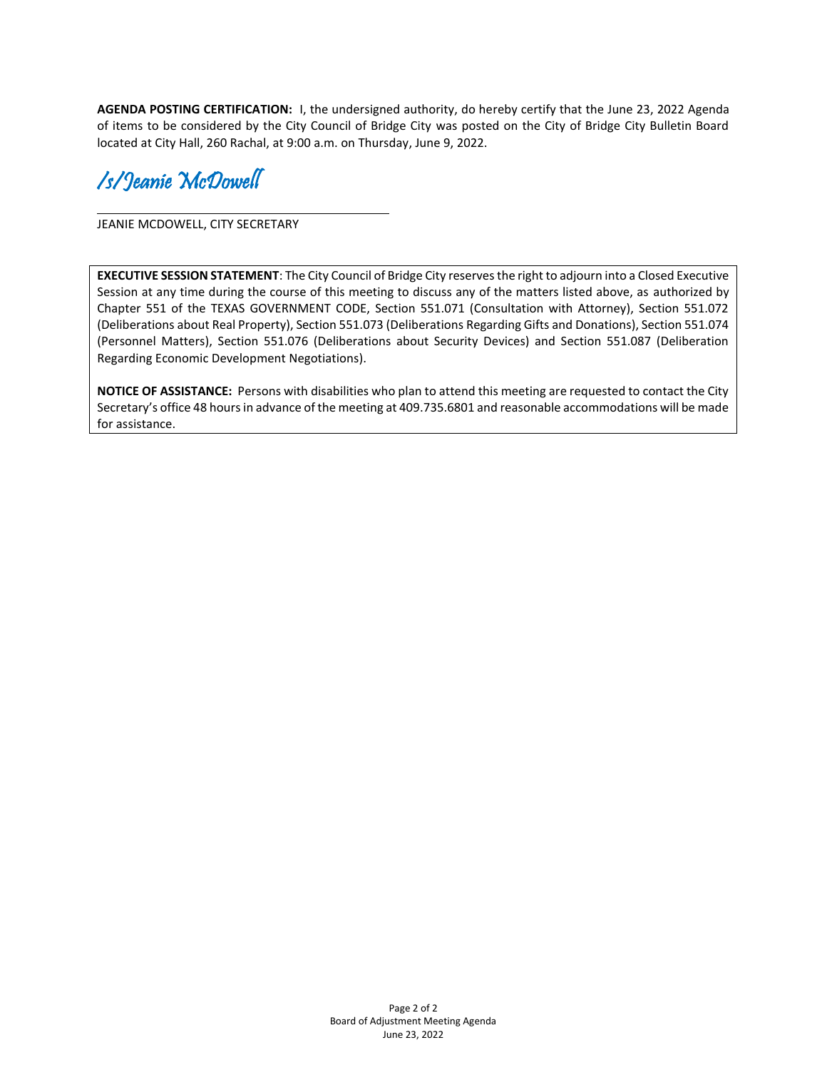**AGENDA POSTING CERTIFICATION:** I, the undersigned authority, do hereby certify that the June 23, 2022 Agenda of items to be considered by the City Council of Bridge City was posted on the City of Bridge City Bulletin Board located at City Hall, 260 Rachal, at 9:00 a.m. on Thursday, June 9, 2022.

/s/Jeanie McDowell

JEANIE MCDOWELL, CITY SECRETARY

**EXECUTIVE SESSION STATEMENT**: The City Council of Bridge City reserves the right to adjourn into a Closed Executive Session at any time during the course of this meeting to discuss any of the matters listed above, as authorized by Chapter 551 of the TEXAS GOVERNMENT CODE, Section 551.071 (Consultation with Attorney), Section 551.072 (Deliberations about Real Property), Section 551.073 (Deliberations Regarding Gifts and Donations), Section 551.074 (Personnel Matters), Section 551.076 (Deliberations about Security Devices) and Section 551.087 (Deliberation Regarding Economic Development Negotiations).

**NOTICE OF ASSISTANCE:** Persons with disabilities who plan to attend this meeting are requested to contact the City Secretary's office 48 hours in advance of the meeting at 409.735.6801 and reasonable accommodations will be made for assistance.